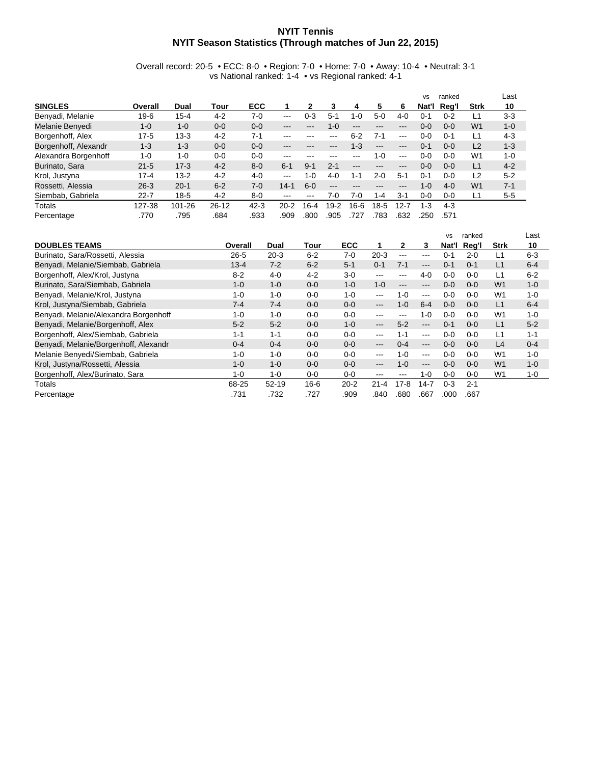# NYIT Tennis
## NYIT Season Statistics (Through matches of Jun 22, 2015)

Overall record: 20-5 • ECC: 8-0 • Region: 7-0 • Home: 7-0 • Away: 10-4 • Neutral: 3-1
vs National ranked: 1-4 • vs Regional ranked: 4-1

| SINGLES | Overall | Dual | Tour | ECC | 1 | 2 | 3 | 4 | 5 | 6 | vs Nat'l | ranked Reg'l | Strk | Last 10 |
|---|---|---|---|---|---|---|---|---|---|---|---|---|---|---|
| Benyadi, Melanie | 19-6 | 15-4 | 4-2 | 7-0 | --- | 0-3 | 5-1 | 1-0 | 5-0 | 4-0 | 0-1 | 0-2 | L1 | 3-3 |
| Melanie Benyedi | 1-0 | 1-0 | 0-0 | 0-0 | --- | --- | 1-0 | --- | --- | --- | 0-0 | 0-0 | W1 | 1-0 |
| Borgenhoff, Alex | 17-5 | 13-3 | 4-2 | 7-1 | --- | --- | --- | 6-2 | 7-1 | --- | 0-0 | 0-1 | L1 | 4-3 |
| Borgenhoff, Alexandr | 1-3 | 1-3 | 0-0 | 0-0 | --- | --- | --- | 1-3 | --- | --- | 0-1 | 0-0 | L2 | 1-3 |
| Alexandra Borgenhoff | 1-0 | 1-0 | 0-0 | 0-0 | --- | --- | --- | --- | 1-0 | --- | 0-0 | 0-0 | W1 | 1-0 |
| Burinato, Sara | 21-5 | 17-3 | 4-2 | 8-0 | 6-1 | 9-1 | 2-1 | --- | --- | --- | 0-0 | 0-0 | L1 | 4-2 |
| Krol, Justyna | 17-4 | 13-2 | 4-2 | 4-0 | --- | 1-0 | 4-0 | 1-1 | 2-0 | 5-1 | 0-1 | 0-0 | L2 | 5-2 |
| Rossetti, Alessia | 26-3 | 20-1 | 6-2 | 7-0 | 14-1 | 6-0 | --- | --- | --- | --- | 1-0 | 4-0 | W1 | 7-1 |
| Siembab, Gabriela | 22-7 | 18-5 | 4-2 | 8-0 | --- | --- | 7-0 | 7-0 | 1-4 | 3-1 | 0-0 | 0-0 | L1 | 5-5 |
| Totals | 127-38 | 101-26 | 26-12 | 42-3 | 20-2 | 16-4 | 19-2 | 16-6 | 18-5 | 12-7 | 1-3 | 4-3 | | |
| Percentage | .770 | .795 | .684 | .933 | .909 | .800 | .905 | .727 | .783 | .632 | .250 | .571 | | |

| DOUBLES TEAMS | Overall | Dual | Tour | ECC | 1 | 2 | 3 | vs Nat'l | ranked Reg'l | Strk | Last 10 |
|---|---|---|---|---|---|---|---|---|---|---|---|
| Burinato, Sara/Rossetti, Alessia | 26-5 | 20-3 | 6-2 | 7-0 | 20-3 | --- | --- | 0-1 | 2-0 | L1 | 6-3 |
| Benyadi, Melanie/Siembab, Gabriela | 13-4 | 7-2 | 6-2 | 5-1 | 0-1 | 7-1 | --- | 0-1 | 0-1 | L1 | 6-4 |
| Borgenhoff, Alex/Krol, Justyna | 8-2 | 4-0 | 4-2 | 3-0 | --- | --- | 4-0 | 0-0 | 0-0 | L1 | 6-2 |
| Burinato, Sara/Siembab, Gabriela | 1-0 | 1-0 | 0-0 | 1-0 | 1-0 | --- | --- | 0-0 | 0-0 | W1 | 1-0 |
| Benyadi, Melanie/Krol, Justyna | 1-0 | 1-0 | 0-0 | 1-0 | --- | 1-0 | --- | 0-0 | 0-0 | W1 | 1-0 |
| Krol, Justyna/Siembab, Gabriela | 7-4 | 7-4 | 0-0 | 0-0 | --- | 1-0 | 6-4 | 0-0 | 0-0 | L1 | 6-4 |
| Benyadi, Melanie/Alexandra Borgenhoff | 1-0 | 1-0 | 0-0 | 0-0 | --- | --- | 1-0 | 0-0 | 0-0 | W1 | 1-0 |
| Benyadi, Melanie/Borgenhoff, Alex | 5-2 | 5-2 | 0-0 | 1-0 | --- | 5-2 | --- | 0-1 | 0-0 | L1 | 5-2 |
| Borgenhoff, Alex/Siembab, Gabriela | 1-1 | 1-1 | 0-0 | 0-0 | --- | 1-1 | --- | 0-0 | 0-0 | L1 | 1-1 |
| Benyadi, Melanie/Borgenhoff, Alexandr | 0-4 | 0-4 | 0-0 | 0-0 | --- | 0-4 | --- | 0-0 | 0-0 | L4 | 0-4 |
| Melanie Benyedi/Siembab, Gabriela | 1-0 | 1-0 | 0-0 | 0-0 | --- | 1-0 | --- | 0-0 | 0-0 | W1 | 1-0 |
| Krol, Justyna/Rossetti, Alessia | 1-0 | 1-0 | 0-0 | 0-0 | --- | 1-0 | --- | 0-0 | 0-0 | W1 | 1-0 |
| Borgenhoff, Alex/Burinato, Sara | 1-0 | 1-0 | 0-0 | 0-0 | --- | --- | 1-0 | 0-0 | 0-0 | W1 | 1-0 |
| Totals | 68-25 | 52-19 | 16-6 | 20-2 | 21-4 | 17-8 | 14-7 | 0-3 | 2-1 | | |
| Percentage | .731 | .732 | .727 | .909 | .840 | .680 | .667 | .000 | .667 | | |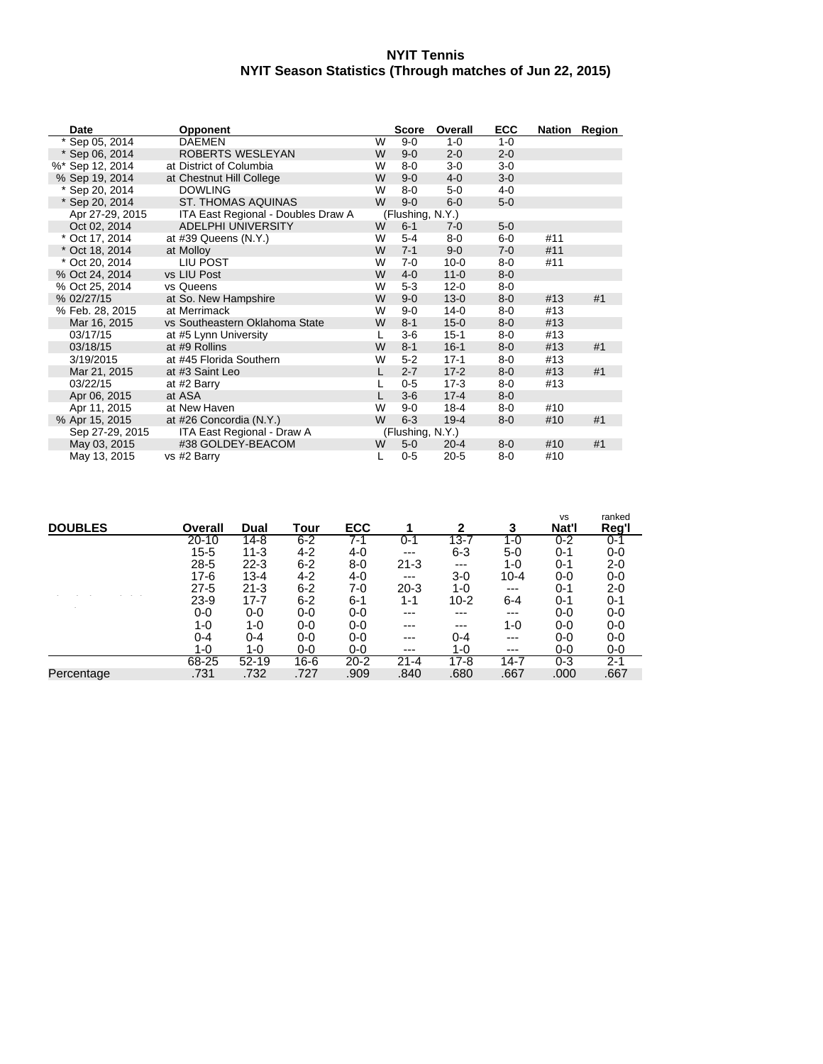# NYIT Tennis

## NYIT Season Statistics (Through matches of Jun 22, 2015)

| Date | Opponent | | Score | Overall | ECC | Nation | Region |
|---|---|---|---|---|---|---|---|
| * Sep 05, 2014 | DAEMEN | W | 9-0 | 1-0 | 1-0 | | |
| * Sep 06, 2014 | ROBERTS WESLEYAN | W | 9-0 | 2-0 | 2-0 | | |
| %* Sep 12, 2014 | at District of Columbia | W | 8-0 | 3-0 | 3-0 | | |
| % Sep 19, 2014 | at Chestnut Hill College | W | 9-0 | 4-0 | 3-0 | | |
| * Sep 20, 2014 | DOWLING | W | 8-0 | 5-0 | 4-0 | | |
| * Sep 20, 2014 | ST. THOMAS AQUINAS | W | 9-0 | 6-0 | 5-0 | | |
| Apr 27-29, 2015 | ITA East Regional - Doubles Draw A | (Flushing, N.Y.) | | | | | |
| Oct 02, 2014 | ADELPHI UNIVERSITY | W | 6-1 | 7-0 | 5-0 | | |
| * Oct 17, 2014 | at #39 Queens (N.Y.) | W | 5-4 | 8-0 | 6-0 | #11 | |
| * Oct 18, 2014 | at Molloy | W | 7-1 | 9-0 | 7-0 | #11 | |
| * Oct 20, 2014 | LIU POST | W | 7-0 | 10-0 | 8-0 | #11 | |
| % Oct 24, 2014 | vs LIU Post | W | 4-0 | 11-0 | 8-0 | | |
| % Oct 25, 2014 | vs Queens | W | 5-3 | 12-0 | 8-0 | | |
| % 02/27/15 | at So. New Hampshire | W | 9-0 | 13-0 | 8-0 | #13 | #1 |
| % Feb. 28, 2015 | at Merrimack | W | 9-0 | 14-0 | 8-0 | #13 | |
| Mar 16, 2015 | vs Southeastern Oklahoma State | W | 8-1 | 15-0 | 8-0 | #13 | |
| 03/17/15 | at #5 Lynn University | L | 3-6 | 15-1 | 8-0 | #13 | |
| 03/18/15 | at #9 Rollins | W | 8-1 | 16-1 | 8-0 | #13 | #1 |
| 3/19/2015 | at #45 Florida Southern | W | 5-2 | 17-1 | 8-0 | #13 | |
| Mar 21, 2015 | at #3 Saint Leo | L | 2-7 | 17-2 | 8-0 | #13 | #1 |
| 03/22/15 | at #2 Barry | L | 0-5 | 17-3 | 8-0 | #13 | |
| Apr 06, 2015 | at ASA | L | 3-6 | 17-4 | 8-0 | | |
| Apr 11, 2015 | at New Haven | W | 9-0 | 18-4 | 8-0 | #10 | |
| % Apr 15, 2015 | at #26 Concordia (N.Y.) | W | 6-3 | 19-4 | 8-0 | #10 | #1 |
| Sep 27-29, 2015 | ITA East Regional - Draw A | (Flushing, N.Y.) | | | | | |
| May 03, 2015 | #38 GOLDEY-BEACOM | W | 5-0 | 20-4 | 8-0 | #10 | #1 |
| May 13, 2015 | vs #2 Barry | L | 0-5 | 20-5 | 8-0 | #10 | |

| DOUBLES | Overall | Dual | Tour | ECC | 1 | 2 | 3 | vs Nat'l | ranked Reg'l |
|---|---|---|---|---|---|---|---|---|---|
| | 20-10 | 14-8 | 6-2 | 7-1 | 0-1 | 13-7 | 1-0 | 0-2 | 0-1 |
| | 15-5 | 11-3 | 4-2 | 4-0 | --- | 6-3 | 5-0 | 0-1 | 0-0 |
| | 28-5 | 22-3 | 6-2 | 8-0 | 21-3 | --- | 1-0 | 0-1 | 2-0 |
| | 17-6 | 13-4 | 4-2 | 4-0 | --- | 3-0 | 10-4 | 0-0 | 0-0 |
| | 27-5 | 21-3 | 6-2 | 7-0 | 20-3 | 1-0 | --- | 0-1 | 2-0 |
| | 23-9 | 17-7 | 6-2 | 6-1 | 1-1 | 10-2 | 6-4 | 0-1 | 0-1 |
| | 0-0 | 0-0 | 0-0 | 0-0 | --- | --- | --- | 0-0 | 0-0 |
| | 1-0 | 1-0 | 0-0 | 0-0 | --- | --- | 1-0 | 0-0 | 0-0 |
| | 0-4 | 0-4 | 0-0 | 0-0 | --- | 0-4 | --- | 0-0 | 0-0 |
| | 1-0 | 1-0 | 0-0 | 0-0 | --- | 1-0 | --- | 0-0 | 0-0 |
| | 68-25 | 52-19 | 16-6 | 20-2 | 21-4 | 17-8 | 14-7 | 0-3 | 2-1 |
| Percentage | .731 | .732 | .727 | .909 | .840 | .680 | .667 | .000 | .667 |